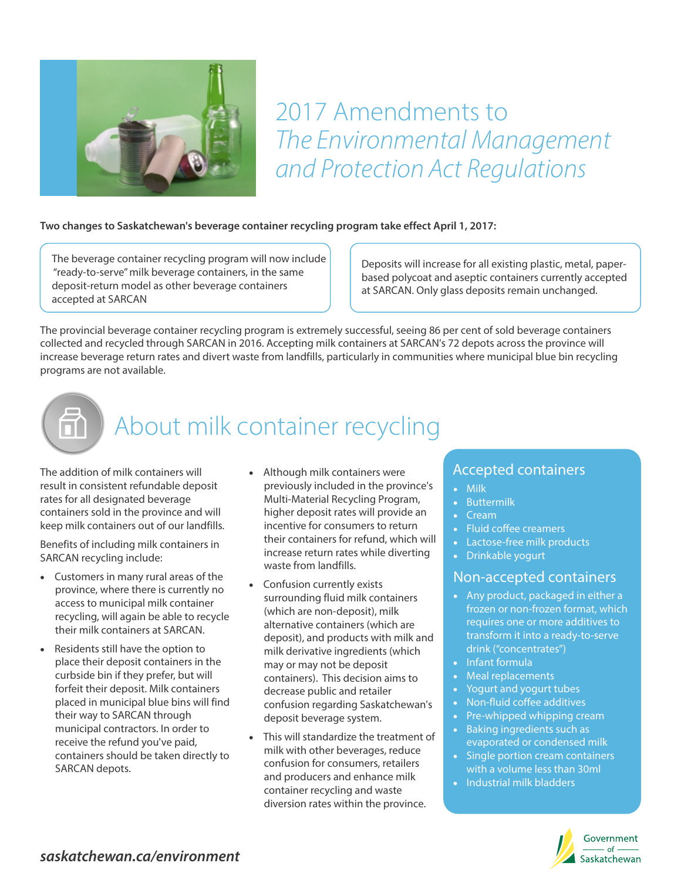# 2017 Amendments to *The Environmental Management and Protection Act Regulations*

**Two changes to Saskatchewan's beverage container recycling program take effect April 1, 2017:**

The beverage container recycling program will now include "ready-to-serve" milk beverage containers, in the same deposit-return model as other beverage containers accepted at SARCAN

Deposits will increase for all existing plastic, metal, paper-based polycoat and aseptic containers currently accepted at SARCAN. Only glass deposits remain unchanged.

The provincial beverage container recycling program is extremely successful, seeing 86 per cent of sold beverage containers collected and recycled through SARCAN in 2016. Accepting milk containers at SARCAN's 72 depots across the province will increase beverage return rates and divert waste from landfills, particularly in communities where municipal blue bin recycling programs are not available.

## About milk container recycling

The addition of milk containers will result in consistent refundable deposit rates for all designated beverage containers sold in the province and will keep milk containers out of our landfills.

Benefits of including milk containers in SARCAN recycling include:

- Customers in many rural areas of the province, where there is currently no access to municipal milk container recycling, will again be able to recycle their milk containers at SARCAN.
- Residents still have the option to place their deposit containers in the curbside bin if they prefer, but will forfeit their deposit. Milk containers placed in municipal blue bins will find their way to SARCAN through municipal contractors. In order to receive the refund you've paid, containers should be taken directly to SARCAN depots.
- Although milk containers were previously included in the province's Multi-Material Recycling Program, higher deposit rates will provide an incentive for consumers to return their containers for refund, which will increase return rates while diverting waste from landfills.
- Confusion currently exists surrounding fluid milk containers (which are non-deposit), milk alternative containers (which are deposit), and products with milk and milk derivative ingredients (which may or may not be deposit containers). This decision aims to decrease public and retailer confusion regarding Saskatchewan's deposit beverage system.
- This will standardize the treatment of milk with other beverages, reduce confusion for consumers, retailers and producers and enhance milk container recycling and waste diversion rates within the province.

### Accepted containers

- Milk
- Buttermilk
- Cream
- Fluid coffee creamers
- Lactose-free milk products
- Drinkable yogurt

### Non-accepted containers

- Any product, packaged in either a frozen or non-frozen format, which requires one or more additives to transform it into a ready-to-serve drink ("concentrates")
- Infant formula
- Meal replacements
- Yogurt and yogurt tubes
- Non-fluid coffee additives
- Pre-whipped whipping cream
- Baking ingredients such as evaporated or condensed milk
- Single portion cream containers with a volume less than 30ml
- Industrial milk bladders

***saskatchewan.ca/environment***

Government of Saskatchewan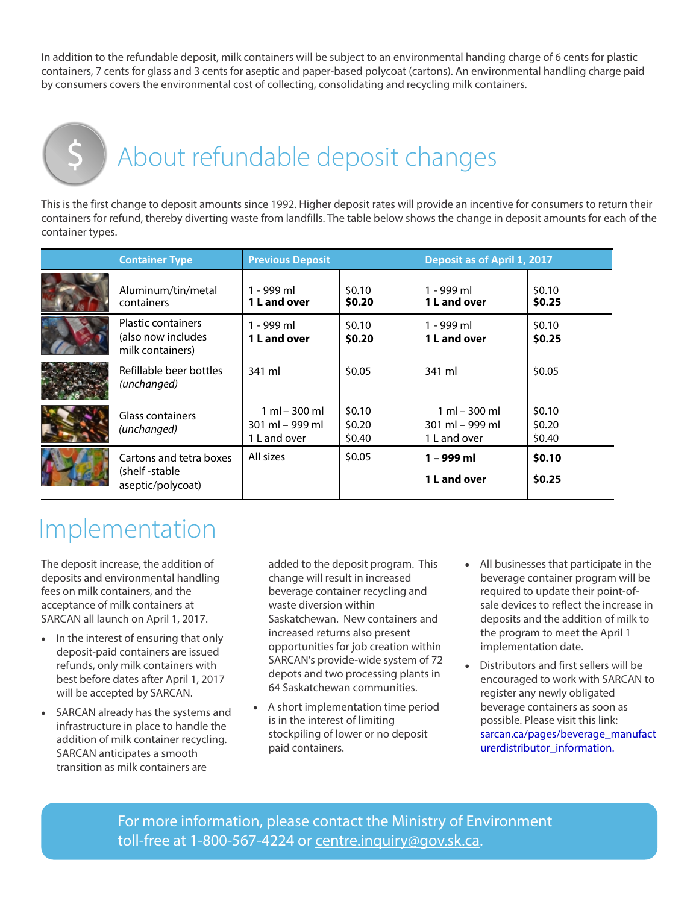In addition to the refundable deposit, milk containers will be subject to an environmental handing charge of 6 cents for plastic containers, 7 cents for glass and 3 cents for aseptic and paper-based polycoat (cartons). An environmental handling charge paid by consumers covers the environmental cost of collecting, consolidating and recycling milk containers.

## About refundable deposit changes

This is the first change to deposit amounts since 1992. Higher deposit rates will provide an incentive for consumers to return their containers for refund, thereby diverting waste from landfills. The table below shows the change in deposit amounts for each of the container types.

| Container Type | Previous Deposit | | Deposit as of April 1, 2017 | |
|---|---|---|---|---|
| Aluminum/tin/metal containers | 1 - 999 ml<br>**1 L and over** | $0.10<br>**$0.20** | 1 - 999 ml<br>**1 L and over** | $0.10<br>**$0.25** |
| Plastic containers (also now includes milk containers) | 1 - 999 ml<br>**1 L and over** | $0.10<br>**$0.20** | 1 - 999 ml<br>**1 L and over** | $0.10<br>**$0.25** |
| Refillable beer bottles *(unchanged)* | 341 ml | $0.05 | 341 ml | $0.05 |
| Glass containers *(unchanged)* | 1 ml – 300 ml<br>301 ml – 999 ml<br>1 L and over | $0.10<br>$0.20<br>$0.40 | 1 ml – 300 ml<br>301 ml – 999 ml<br>1 L and over | $0.10<br>$0.20<br>$0.40 |
| Cartons and tetra boxes (shelf -stable aseptic/polycoat) | All sizes | $0.05 | **1 – 999 ml**<br>**1 L and over** | **$0.10**<br>**$0.25** |

## Implementation

The deposit increase, the addition of deposits and environmental handling fees on milk containers, and the acceptance of milk containers at SARCAN all launch on April 1, 2017.

- In the interest of ensuring that only deposit-paid containers are issued refunds, only milk containers with best before dates after April 1, 2017 will be accepted by SARCAN.
- SARCAN already has the systems and infrastructure in place to handle the addition of milk container recycling. SARCAN anticipates a smooth transition as milk containers are added to the deposit program. This change will result in increased beverage container recycling and waste diversion within Saskatchewan. New containers and increased returns also present opportunities for job creation within SARCAN's provide-wide system of 72 depots and two processing plants in 64 Saskatchewan communities.
- A short implementation time period is in the interest of limiting stockpiling of lower or no deposit paid containers.
- All businesses that participate in the beverage container program will be required to update their point-of-sale devices to reflect the increase in deposits and the addition of milk to the program to meet the April 1 implementation date.
- Distributors and first sellers will be encouraged to work with SARCAN to register any newly obligated beverage containers as soon as possible. Please visit this link: sarcan.ca/pages/beverage_manufacturerdistributor_information.

For more information, please contact the Ministry of Environment toll-free at 1-800-567-4224 or centre.inquiry@gov.sk.ca.